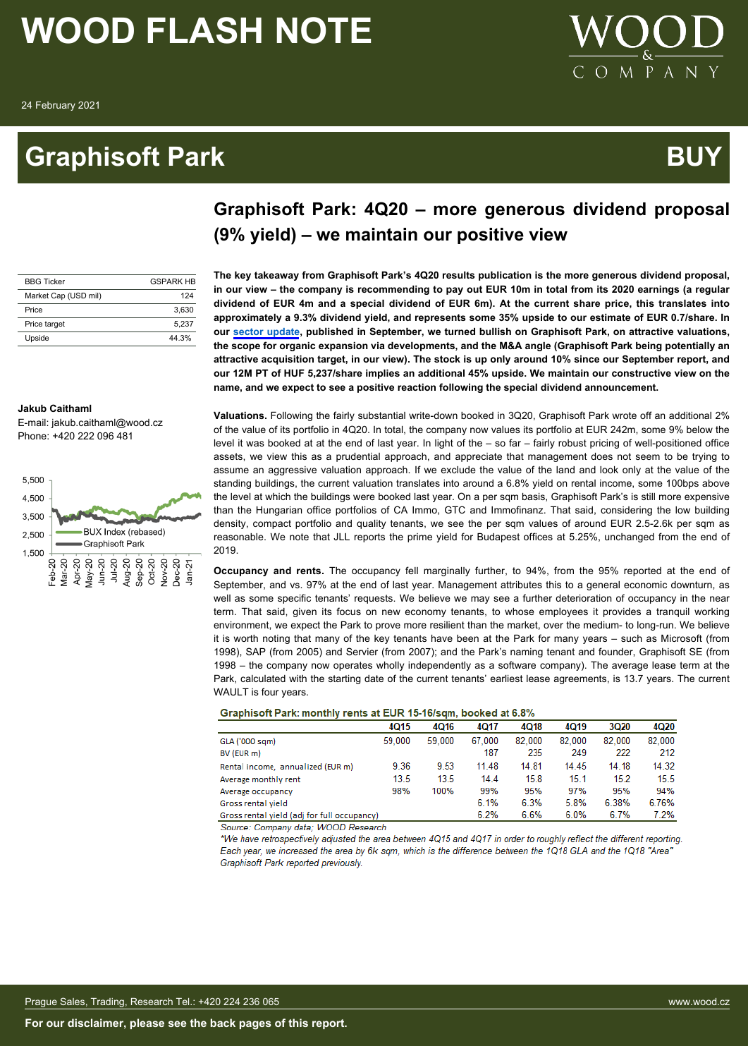# WOOD FLASH NOTE

24 February 2021

# Graphisoft Park — BUY

## Graphisoft Park: 4Q20 – more generous dividend proposal (9% yield) – we maintain our positive view

| BBG Ticker | GSPARK HB |
|---|---|
| Market Cap (USD mil) | 124 |
| Price | 3,630 |
| Price target | 5,237 |
| Upside | 44.3% |

**Jakub Caithaml**
E-mail: jakub.caithaml@wood.cz
Phone: +420 222 096 481

**The key takeaway from Graphisoft Park's 4Q20 results publication is the more generous dividend proposal, in our view – the company is recommending to pay out EUR 10m in total from its 2020 earnings (a regular dividend of EUR 4m and a special dividend of EUR 6m). At the current share price, this translates into approximately a 9.3% dividend yield, and represents some 35% upside to our estimate of EUR 0.7/share. In our sector update, published in September, we turned bullish on Graphisoft Park, on attractive valuations, the scope for organic expansion via developments, and the M&A angle (Graphisoft Park being potentially an attractive acquisition target, in our view). The stock is up only around 10% since our September report, and our 12M PT of HUF 5,237/share implies an additional 45% upside. We maintain our constructive view on the name, and we expect to see a positive reaction following the special dividend announcement.**

**Valuations.** Following the fairly substantial write-down booked in 3Q20, Graphisoft Park wrote off an additional 2% of the value of its portfolio in 4Q20. In total, the company now values its portfolio at EUR 242m, some 9% below the level it was booked at at the end of last year. In light of the – so far – fairly robust pricing of well-positioned office assets, we view this as a prudential approach, and appreciate that management does not seem to be trying to assume an aggressive valuation approach. If we exclude the value of the land and look only at the value of the standing buildings, the current valuation translates into around a 6.8% yield on rental income, some 100bps above the level at which the buildings were booked last year. On a per sqm basis, Graphisoft Park's is still more expensive than the Hungarian office portfolios of CA Immo, GTC and Immofinanz. That said, considering the low building density, compact portfolio and quality tenants, we see the per sqm values of around EUR 2.5-2.6k per sqm as reasonable. We note that JLL reports the prime yield for Budapest offices at 5.25%, unchanged from the end of 2019.

**Occupancy and rents.** The occupancy fell marginally further, to 94%, from the 95% reported at the end of September, and vs. 97% at the end of last year. Management attributes this to a general economic downturn, as well as some specific tenants' requests. We believe we may see a further deterioration of occupancy in the near term. That said, given its focus on new economy tenants, to whose employees it provides a tranquil working environment, we expect the Park to prove more resilient than the market, over the medium- to long-run. We believe it is worth noting that many of the key tenants have been at the Park for many years – such as Microsoft (from 1998), SAP (from 2005) and Servier (from 2007); and the Park's naming tenant and founder, Graphisoft SE (from 1998 – the company now operates wholly independently as a software company). The average lease term at the Park, calculated with the starting date of the current tenants' earliest lease agreements, is 13.7 years. The current WAULT is four years.

**Graphisoft Park: monthly rents at EUR 15-16/sqm, booked at 6.8%**

| | 4Q15 | 4Q16 | 4Q17 | 4Q18 | 4Q19 | 3Q20 | 4Q20 |
|---|---|---|---|---|---|---|---|
| GLA ('000 sqm) | 59,000 | 59,000 | 67,000 | 82,000 | 82,000 | 82,000 | 82,000 |
| BV (EUR m) | | | 187 | 235 | 249 | 222 | 212 |
| Rental income, annualized (EUR m) | 9.36 | 9.53 | 11.48 | 14.81 | 14.45 | 14.18 | 14.32 |
| Average monthly rent | 13.5 | 13.5 | 14.4 | 15.8 | 15.1 | 15.2 | 15.5 |
| Average occupancy | 98% | 100% | 99% | 95% | 97% | 95% | 94% |
| Gross rental yield | | | 6.1% | 6.3% | 5.8% | 6.38% | 6.76% |
| Gross rental yield (adj for full occupancy) | | | 6.2% | 6.6% | 6.0% | 6.7% | 7.2% |

*Source: Company data; WOOD Research*

*\*We have retrospectively adjusted the area between 4Q15 and 4Q17 in order to roughly reflect the different reporting. Each year, we increased the area by 6k sqm, which is the difference between the 1Q18 GLA and the 1Q18 "Area" Graphisoft Park reported previously.*

Prague Sales, Trading, Research Tel.: +420 224 236 065 — www.wood.cz

**For our disclaimer, please see the back pages of this report.**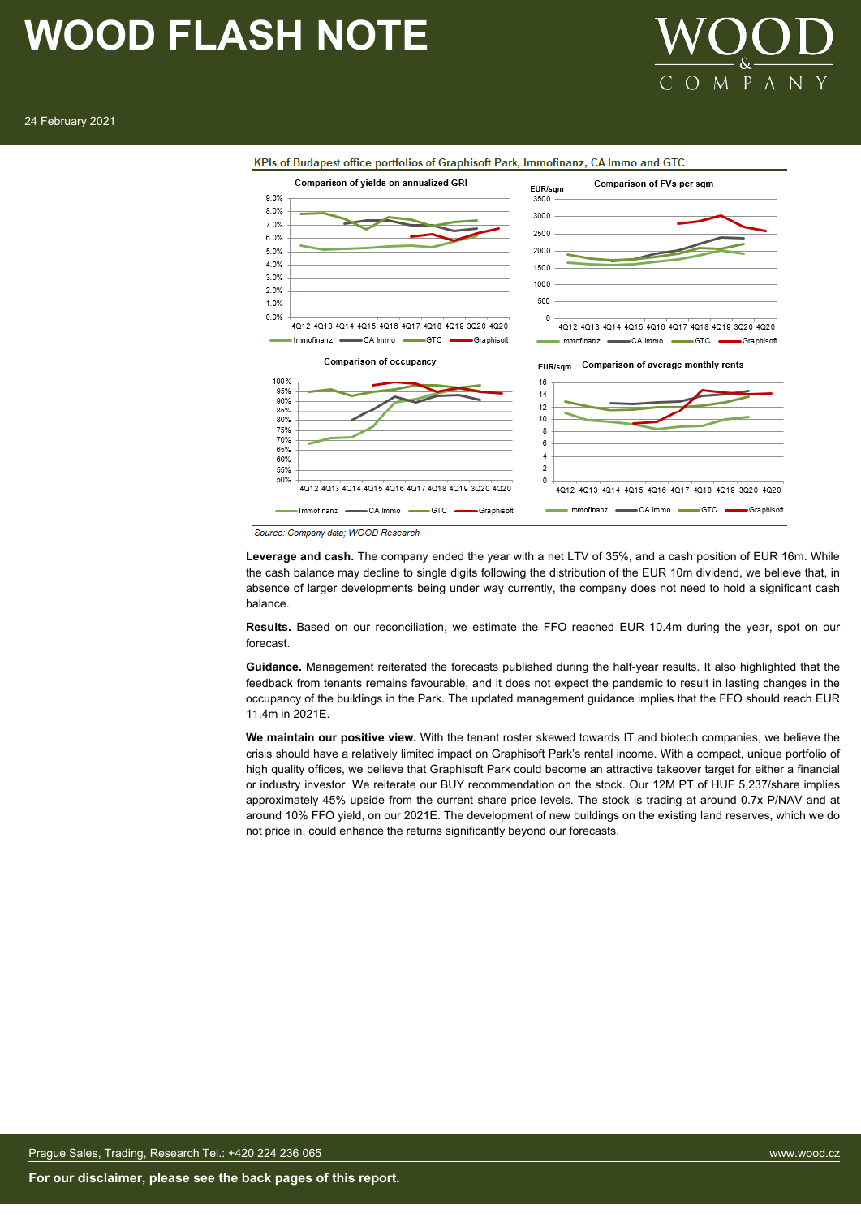KPIs of Budapest office portfolios of Graphisoft Park, Immofinanz, CA Immo and GTC

Source: Company data; WOOD Research

**Leverage and cash.** The company ended the year with a net LTV of 35%, and a cash position of EUR 16m. While the cash balance may decline to single digits following the distribution of the EUR 10m dividend, we believe that, in absence of larger developments being under way currently, the company does not need to hold a significant cash balance.

**Results.** Based on our reconciliation, we estimate the FFO reached EUR 10.4m during the year, spot on our forecast.

**Guidance.** Management reiterated the forecasts published during the half-year results. It also highlighted that the feedback from tenants remains favourable, and it does not expect the pandemic to result in lasting changes in the occupancy of the buildings in the Park. The updated management guidance implies that the FFO should reach EUR 11.4m in 2021E.

**We maintain our positive view.** With the tenant roster skewed towards IT and biotech companies, we believe the crisis should have a relatively limited impact on Graphisoft Park's rental income. With a compact, unique portfolio of high quality offices, we believe that Graphisoft Park could become an attractive takeover target for either a financial or industry investor. We reiterate our BUY recommendation on the stock. Our 12M PT of HUF 5,237/share implies approximately 45% upside from the current share price levels. The stock is trading at around 0.7x P/NAV and at around 10% FFO yield, on our 2021E. The development of new buildings on the existing land reserves, which we do not price in, could enhance the returns significantly beyond our forecasts.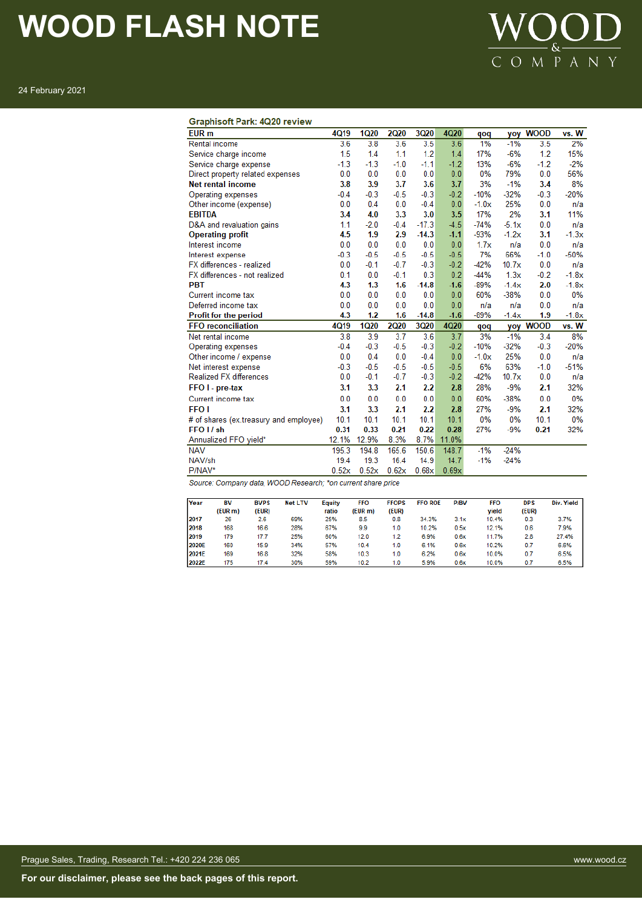# WOOD FLASH NOTE

24 February 2021

**Graphisoft Park: 4Q20 review**

| EUR m | 4Q19 | 1Q20 | 2Q20 | 3Q20 | 4Q20 | qoq | yoy | WOOD | vs. W |
|---|---|---|---|---|---|---|---|---|---|
| Rental income | 3.6 | 3.8 | 3.6 | 3.5 | 3.6 | 1% | -1% | 3.5 | 2% |
| Service charge income | 1.5 | 1.4 | 1.1 | 1.2 | 1.4 | 17% | -6% | 1.2 | 15% |
| Service charge expense | -1.3 | -1.3 | -1.0 | -1.1 | -1.2 | 13% | -6% | -1.2 | -2% |
| Direct property related expenses | 0.0 | 0.0 | 0.0 | 0.0 | 0.0 | 0% | 79% | 0.0 | 56% |
| **Net rental income** | **3.8** | **3.9** | **3.7** | **3.6** | **3.7** | 3% | -1% | **3.4** | 8% |
| Operating expenses | -0.4 | -0.3 | -0.5 | -0.3 | -0.2 | -10% | -32% | -0.3 | -20% |
| Other income (expense) | 0.0 | 0.4 | 0.0 | -0.4 | 0.0 | -1.0x | 25% | 0.0 | n/a |
| **EBITDA** | **3.4** | **4.0** | **3.3** | **3.0** | **3.5** | 17% | 2% | **3.1** | 11% |
| D&A and revaluation gains | 1.1 | -2.0 | -0.4 | -17.3 | -4.5 | -74% | -5.1x | 0.0 | n/a |
| **Operating profit** | **4.5** | **1.9** | **2.9** | **-14.3** | **-1.1** | -93% | -1.2x | **3.1** | -1.3x |
| Interest income | 0.0 | 0.0 | 0.0 | 0.0 | 0.0 | 1.7x | n/a | 0.0 | n/a |
| Interest expense | -0.3 | -0.5 | -0.5 | -0.5 | -0.5 | 7% | 66% | -1.0 | -50% |
| FX differences - realized | 0.0 | -0.1 | -0.7 | -0.3 | -0.2 | -42% | 10.7x | 0.0 | n/a |
| FX differences - not realized | 0.1 | 0.0 | -0.1 | 0.3 | 0.2 | -44% | 1.3x | -0.2 | -1.8x |
| **PBT** | **4.3** | **1.3** | **1.6** | **-14.8** | **-1.6** | -89% | -1.4x | **2.0** | -1.8x |
| Current income tax | 0.0 | 0.0 | 0.0 | 0.0 | 0.0 | 60% | -38% | 0.0 | 0% |
| Deferred income tax | 0.0 | 0.0 | 0.0 | 0.0 | 0.0 | n/a | n/a | 0.0 | n/a |
| **Profit for the period** | **4.3** | **1.2** | **1.6** | **-14.8** | **-1.6** | -89% | -1.4x | **1.9** | -1.8x |
| **FFO reconciliation** | **4Q19** | **1Q20** | **2Q20** | **3Q20** | **4Q20** | **qoq** | **yoy** | **WOOD** | **vs. W** |
| Net rental income | 3.8 | 3.9 | 3.7 | 3.6 | 3.7 | 3% | -1% | 3.4 | 8% |
| Operating expenses | -0.4 | -0.3 | -0.5 | -0.3 | -0.2 | -10% | -32% | -0.3 | -20% |
| Other income / expense | 0.0 | 0.4 | 0.0 | -0.4 | 0.0 | -1.0x | 25% | 0.0 | n/a |
| Net interest expense | -0.3 | -0.5 | -0.5 | -0.5 | -0.5 | 6% | 63% | -1.0 | -51% |
| Realized FX differences | 0.0 | -0.1 | -0.7 | -0.3 | -0.2 | -42% | 10.7x | 0.0 | n/a |
| **FFO I - pre-tax** | **3.1** | **3.3** | **2.1** | **2.2** | **2.8** | 28% | -9% | **2.1** | 32% |
| Current income tax | 0.0 | 0.0 | 0.0 | 0.0 | 0.0 | 60% | -38% | 0.0 | 0% |
| **FFO I** | **3.1** | **3.3** | **2.1** | **2.2** | **2.8** | 27% | -9% | **2.1** | 32% |
| # of shares (ex.treasury and employee) | 10.1 | 10.1 | 10.1 | 10.1 | 10.1 | 0% | 0% | 10.1 | 0% |
| **FFO I / sh** | **0.31** | **0.33** | **0.21** | **0.22** | **0.28** | 27% | -9% | **0.21** | 32% |
| Annualized FFO yield* | 12.1% | 12.9% | 8.3% | 8.7% | 11.0% | | | | |
| NAV | 195.3 | 194.8 | 165.6 | 150.6 | 148.7 | -1% | -24% | | |
| NAV/sh | 19.4 | 19.3 | 16.4 | 14.9 | 14.7 | -1% | -24% | | |
| P/NAV* | 0.52x | 0.52x | 0.62x | 0.68x | 0.69x | | | | |

*Source: Company data, WOOD Research; \*on current share price*

| Year | BV (EUR m) | BVPS (EUR) | Net LTV | Equity ratio | FFO (EUR m) | FFOPS (EUR) | FFO ROE | P/BV | FFO yield | DPS (EUR) | Div. Yield |
|---|---|---|---|---|---|---|---|---|---|---|---|
| 2017 | 26 | 2.6 | 69% | 25% | 8.5 | 0.8 | 34.3% | 3.1x | 10.4% | 0.3 | 3.7% |
| 2018 | 168 | 16.6 | 28% | 67% | 9.9 | 1.0 | 10.2% | 0.5x | 12.1% | 0.6 | 7.9% |
| 2019 | 179 | 17.7 | 25% | 60% | 12.0 | 1.2 | 6.9% | 0.6x | 11.7% | 2.8 | 27.4% |
| 2020E | 160 | 15.9 | 34% | 57% | 10.4 | 1.0 | 6.1% | 0.6x | 10.2% | 0.7 | 6.8% |
| 2021E | 169 | 16.8 | 32% | 58% | 10.3 | 1.0 | 6.2% | 0.6x | 10.0% | 0.7 | 6.5% |
| 2022E | 175 | 17.4 | 30% | 59% | 10.2 | 1.0 | 5.9% | 0.6x | 10.0% | 0.7 | 6.5% |

Prague Sales, Trading, Research Tel.: +420 224 236 065 www.wood.cz

**For our disclaimer, please see the back pages of this report.**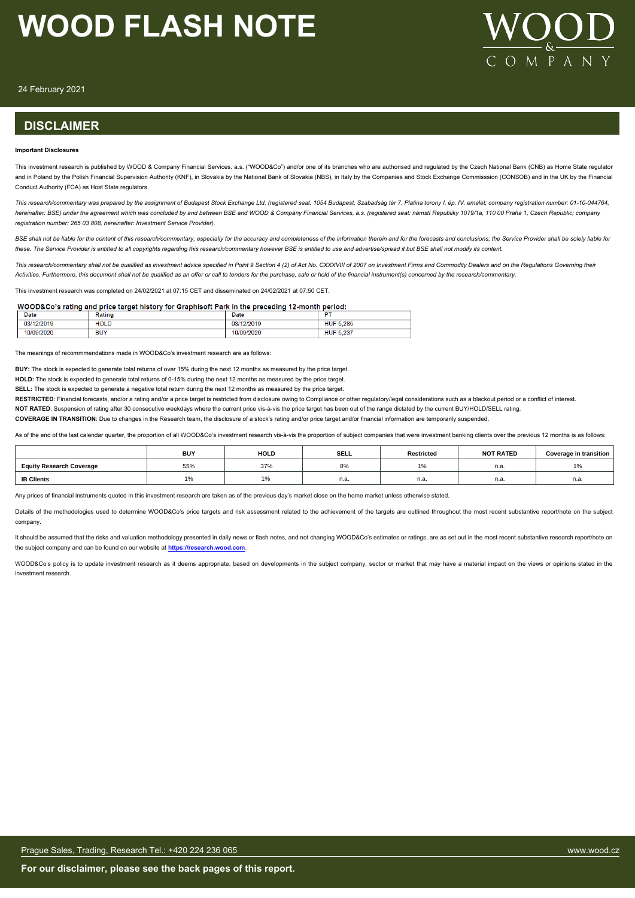## DISCLAIMER

**Important Disclosures**

This investment research is published by WOOD & Company Financial Services, a.s. ("WOOD&Co") and/or one of its branches who are authorised and regulated by the Czech National Bank (CNB) as Home State regulator and in Poland by the Polish Financial Supervision Authority (KNF), in Slovakia by the National Bank of Slovakia (NBS), in Italy by the Companies and Stock Exchange Commisssion (CONSOB) and in the UK by the Financial Conduct Authority (FCA) as Host State regulators.

*This research/commentary was prepared by the assignment of Budapest Stock Exchange Ltd. (registered seat: 1054 Budapest, Szabadság tér 7. Platina torony I. ép. IV. emelet; company registration number: 01-10-044764, hereinafter: BSE) under the agreement which was concluded by and between BSE and WOOD & Company Financial Services, a.s. (registered seat: námstí Republiky 1079/1a, 110 00 Praha 1, Czech Republic; company registration number: 265 03 808, hereinafter: Investment Service Provider).*

*BSE shall not be liable for the content of this research/commentary, especially for the accuracy and completeness of the information therein and for the forecasts and conclusions; the Service Provider shall be solely liable for these. The Service Provider is entitled to all copyrights regarding this research/commentary however BSE is entitled to use and advertise/spread it but BSE shall not modify its content.*

*This research/commentary shall not be qualified as investment advice specified in Point 9 Section 4 (2) of Act No. CXXXVIII of 2007 on Investment Firms and Commodity Dealers and on the Regulations Governing their Activities. Furthermore, this document shall not be qualified as an offer or call to tenders for the purchase, sale or hold of the financial instrument(s) concerned by the research/commentary.*

This investment research was completed on 24/02/2021 at 07:15 CET and disseminated on 24/02/2021 at 07:50 CET.

**WOOD&Co's rating and price target history for Graphisoft Park in the preceding 12-month period:**

| Date | Rating | Date | PT |
|---|---|---|---|
| 03/12/2019 | HOLD | 03/12/2019 | HUF 5,285 |
| 10/09/2020 | BUY | 10/09/2020 | HUF 5,237 |

The meanings of recommmendations made in WOOD&Co's investment research are as follows:

**BUY:** The stock is expected to generate total returns of over 15% during the next 12 months as measured by the price target.

**HOLD:** The stock is expected to generate total returns of 0-15% during the next 12 months as measured by the price target.

**SELL:** The stock is expected to generate a negative total return during the next 12 months as measured by the price target.

**RESTRICTED**: Financial forecasts, and/or a rating and/or a price target is restricted from disclosure owing to Compliance or other regulatory/legal considerations such as a blackout period or a conflict of interest.

**NOT RATED**: Suspension of rating after 30 consecutive weekdays where the current price vis-à-vis the price target has been out of the range dictated by the current BUY/HOLD/SELL rating.

**COVERAGE IN TRANSITION**: Due to changes in the Research team, the disclosure of a stock's rating and/or price target and/or financial information are temporarily suspended.

As of the end of the last calendar quarter, the proportion of all WOOD&Co's investment research vis-à-vis the proportion of subject companies that were investment banking clients over the previous 12 months is as follows:

| | BUY | HOLD | SELL | Restricted | NOT RATED | Coverage in transition |
|---|---|---|---|---|---|---|
| **Equity Research Coverage** | 55% | 37% | 8% | 1% | n.a. | 1% |
| **IB Clients** | 1% | 1% | n.a. | n.a. | n.a. | n.a. |

Any prices of financial instruments quoted in this investment research are taken as of the previous day's market close on the home market unless otherwise stated.

Details of the methodologies used to determine WOOD&Co's price targets and risk assessment related to the achievement of the targets are outlined throughout the most recent substantive report/note on the subject company.

It should be assumed that the risks and valuation methodology presented in daily news or flash notes, and not changing WOOD&Co's estimates or ratings, are as set out in the most recent substantive research report/note on the subject company and can be found on our website at **https://research.wood.com**.

WOOD&Co's policy is to update investment research as it deems appropriate, based on developments in the subject company, sector or market that may have a material impact on the views or opinions stated in the investment research.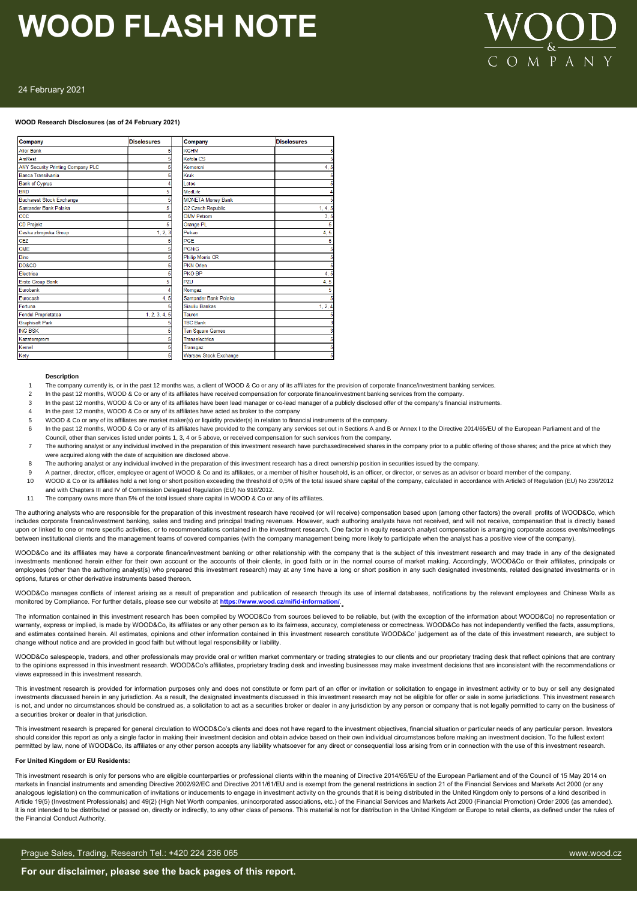**WOOD Research Disclosures (as of 24 February 2021)**

| Company | Disclosures | Company | Disclosures |
|---|---|---|---|
| Alior Bank | 5 | KGHM | 5 |
| AmRest | 5 | Kofola CS | 5 |
| ANY Security Printing Company PLC | 5 | Komercni | 4, 5 |
| Banca Transilvania | 5 | Kruk | 5 |
| Bank of Cyprus | 4 | Lotos | 5 |
| BRD | 5 | MedLife | 4 |
| Bucharest Stock Exchange | 5 | MONETA Money Bank | 5 |
| Santander Bank Polska | 5 | O2 Czech Republic | 1, 4, 5 |
| CCC | 5 | OMV Petrom | 3, 5 |
| CD Projekt | 5 | Orange PL | 5 |
| Ceska zbrojovka Group | 1, 2, 3 | Pekao | 4, 5 |
| CEZ | 5 | PGE | 5 |
| CME | 5 | PGNiG | 5 |
| Dino | 5 | Philip Morris CR | 5 |
| DO&CO | 5 | PKN Orlen | 5 |
| Electrica | 5 | PKO BP | 4, 5 |
| Erste Group Bank | 5 | PZU | 4, 5 |
| Eurobank | 4 | Romgaz | 5 |
| Eurocash | 4, 5 | Santander Bank Polska | 5 |
| Fortuna | 5 | Siauliu Bankas | 1, 2, 4 |
| Fondul Proprietatea | 1, 2, 3, 4, 5 | Tauron | 5 |
| Graphisoft Park | 5 | TBC Bank | 3 |
| ING BSK | 5 | Ten Square Games | 3 |
| Kazatomprom | 5 | Transelectrica | 5 |
| Kernel | 5 | Transgaz | 5 |
| Kety | 5 | Warsaw Stock Exchange | 5 |

**Description**

1. The company currently is, or in the past 12 months was, a client of WOOD & Co or any of its affiliates for the provision of corporate finance/investment banking services.
2. In the past 12 months, WOOD & Co or any of its affiliates have received compensation for corporate finance/investment banking services from the company.
3. In the past 12 months, WOOD & Co or any of its affiliates have been lead manager or co-lead manager of a publicly disclosed offer of the company's financial instruments.
4. In the past 12 months, WOOD & Co or any of its affiliates have acted as broker to the company
5. WOOD & Co or any of its affiliates are market maker(s) or liquidity provider(s) in relation to financial instruments of the company.
6. In the past 12 months, WOOD & Co or any of its affiliates have provided to the company any services set out in Sections A and B or Annex I to the Directive 2014/65/EU of the European Parliament and of the Council, other than services listed under points 1, 3, 4 or 5 above, or received compensation for such services from the company.
7. The authoring analyst or any individual involved in the preparation of this investment research have purchased/received shares in the company prior to a public offering of those shares; and the price at which they were acquired along with the date of acquisition are disclosed above.
8. The authoring analyst or any individual involved in the preparation of this investment research has a direct ownership position in securities issued by the company.
9. A partner, director, officer, employee or agent of WOOD & Co and its affiliates, or a member of his/her household, is an officer, or director, or serves as an advisor or board member of the company.
10. WOOD & Co or its affiliates hold a net long or short position exceeding the threshold of 0,5% of the total issued share capital of the company, calculated in accordance with Article3 of Regulation (EU) No 236/2012 and with Chapters III and IV of Commission Delegated Regulation (EU) No 918/2012.
11. The company owns more than 5% of the total issued share capital in WOOD & Co or any of its affiliates.

The authoring analysts who are responsible for the preparation of this investment research have received (or will receive) compensation based upon (among other factors) the overall profits of WOOD&Co, which includes corporate finance/investment banking, sales and trading and principal trading revenues. However, such authoring analysts have not received, and will not receive, compensation that is directly based upon or linked to one or more specific activities, or to recommendations contained in the investment research. One factor in equity research analyst compensation is arranging corporate access events/meetings between institutional clients and the management teams of covered companies (with the company management being more likely to participate when the analyst has a positive view of the company).

WOOD&Co and its affiliates may have a corporate finance/investment banking or other relationship with the company that is the subject of this investment research and may trade in any of the designated investments mentioned herein either for their own account or the accounts of their clients, in good faith or in the normal course of market making. Accordingly, WOOD&Co or their affiliates, principals or employees (other than the authoring analyst(s) who prepared this investment research) may at any time have a long or short position in any such designated investments, related designated investments or in options, futures or other derivative instruments based thereon.

WOOD&Co manages conflicts of interest arising as a result of preparation and publication of research through its use of internal databases, notifications by the relevant employees and Chinese Walls as monitored by Compliance. For further details, please see our website at **https://www.wood.cz/mifid-information/**.

The information contained in this investment research has been compiled by WOOD&Co from sources believed to be reliable, but (with the exception of the information about WOOD&Co) no representation or warranty, express or implied, is made by WOOD&Co, its affiliates or any other person as to its fairness, accuracy, completeness or correctness. WOOD&Co has not independently verified the facts, assumptions, and estimates contained herein. All estimates, opinions and other information contained in this investment research constitute WOOD&Co' judgement as of the date of this investment research, are subject to change without notice and are provided in good faith but without legal responsibility or liability.

WOOD&Co salespeople, traders, and other professionals may provide oral or written market commentary or trading strategies to our clients and our proprietary trading desk that reflect opinions that are contrary to the opinions expressed in this investment research. WOOD&Co's affiliates, proprietary trading desk and investing businesses may make investment decisions that are inconsistent with the recommendations or views expressed in this investment research.

This investment research is provided for information purposes only and does not constitute or form part of an offer or invitation or solicitation to engage in investment activity or to buy or sell any designated investments discussed herein in any jurisdiction. As a result, the designated investments discussed in this investment research may not be eligible for offer or sale in some jurisdictions. This investment research is not, and under no circumstances should be construed as, a solicitation to act as a securities broker or dealer in any jurisdiction by any person or company that is not legally permitted to carry on the business of a securities broker or dealer in that jurisdiction.

This investment research is prepared for general circulation to WOOD&Co's clients and does not have regard to the investment objectives, financial situation or particular needs of any particular person. Investors should consider this report as only a single factor in making their investment decision and obtain advice based on their own individual circumstances before making an investment decision. To the fullest extent permitted by law, none of WOOD&Co, its affiliates or any other person accepts any liability whatsoever for any direct or consequential loss arising from or in connection with the use of this investment research.

**For United Kingdom or EU Residents:**

This investment research is only for persons who are eligible counterparties or professional clients within the meaning of Directive 2014/65/EU of the European Parliament and of the Council of 15 May 2014 on markets in financial instruments and amending Directive 2002/92/EC and Directive 2011/61/EU and is exempt from the general restrictions in section 21 of the Financial Services and Markets Act 2000 (or any analogous legislation) on the communication of invitations or inducements to engage in investment activity on the grounds that it is being distributed in the United Kingdom only to persons of a kind described in Article 19(5) (Investment Professionals) and 49(2) (High Net Worth companies, unincorporated associations, etc.) of the Financial Services and Markets Act 2000 (Financial Promotion) Order 2005 (as amended). It is not intended to be distributed or passed on, directly or indirectly, to any other class of persons. This material is not for distribution in the United Kingdom or Europe to retail clients, as defined under the rules of the Financial Conduct Authority.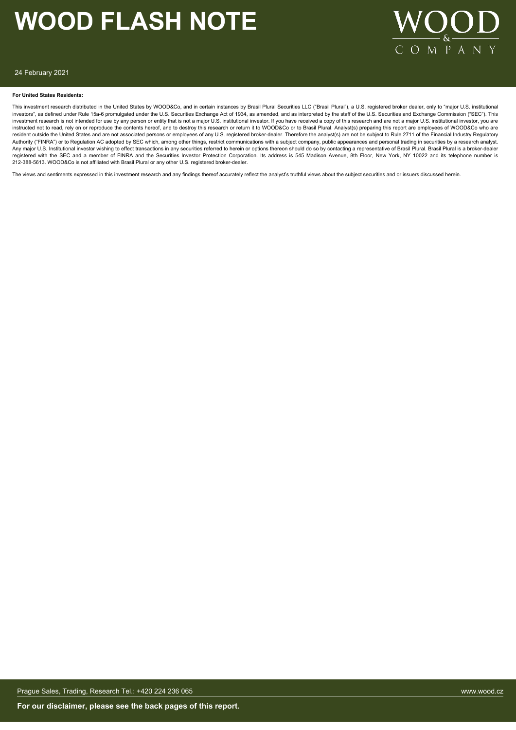**For United States Residents:**

This investment research distributed in the United States by WOOD&Co, and in certain instances by Brasil Plural Securities LLC ("Brasil Plural"), a U.S. registered broker dealer, only to "major U.S. institutional investors", as defined under Rule 15a-6 promulgated under the U.S. Securities Exchange Act of 1934, as amended, and as interpreted by the staff of the U.S. Securities and Exchange Commission ("SEC"). This investment research is not intended for use by any person or entity that is not a major U.S. institutional investor. If you have received a copy of this research and are not a major U.S. institutional investor, you are instructed not to read, rely on or reproduce the contents hereof, and to destroy this research or return it to WOOD&Co or to Brasil Plural. Analyst(s) preparing this report are employees of WOOD&Co who are resident outside the United States and are not associated persons or employees of any U.S. registered broker-dealer. Therefore the analyst(s) are not be subject to Rule 2711 of the Financial Industry Regulatory Authority ("FINRA") or to Regulation AC adopted by SEC which, among other things, restrict communications with a subject company, public appearances and personal trading in securities by a research analyst. Any major U.S. Institutional investor wishing to effect transactions in any securities referred to herein or options thereon should do so by contacting a representative of Brasil Plural. Brasil Plural is a broker-dealer registered with the SEC and a member of FINRA and the Securities Investor Protection Corporation. Its address is 545 Madison Avenue, 8th Floor, New York, NY 10022 and its telephone number is 212-388-5613. WOOD&Co is not affiliated with Brasil Plural or any other U.S. registered broker-dealer.

The views and sentiments expressed in this investment research and any findings thereof accurately reflect the analyst's truthful views about the subject securities and or issuers discussed herein.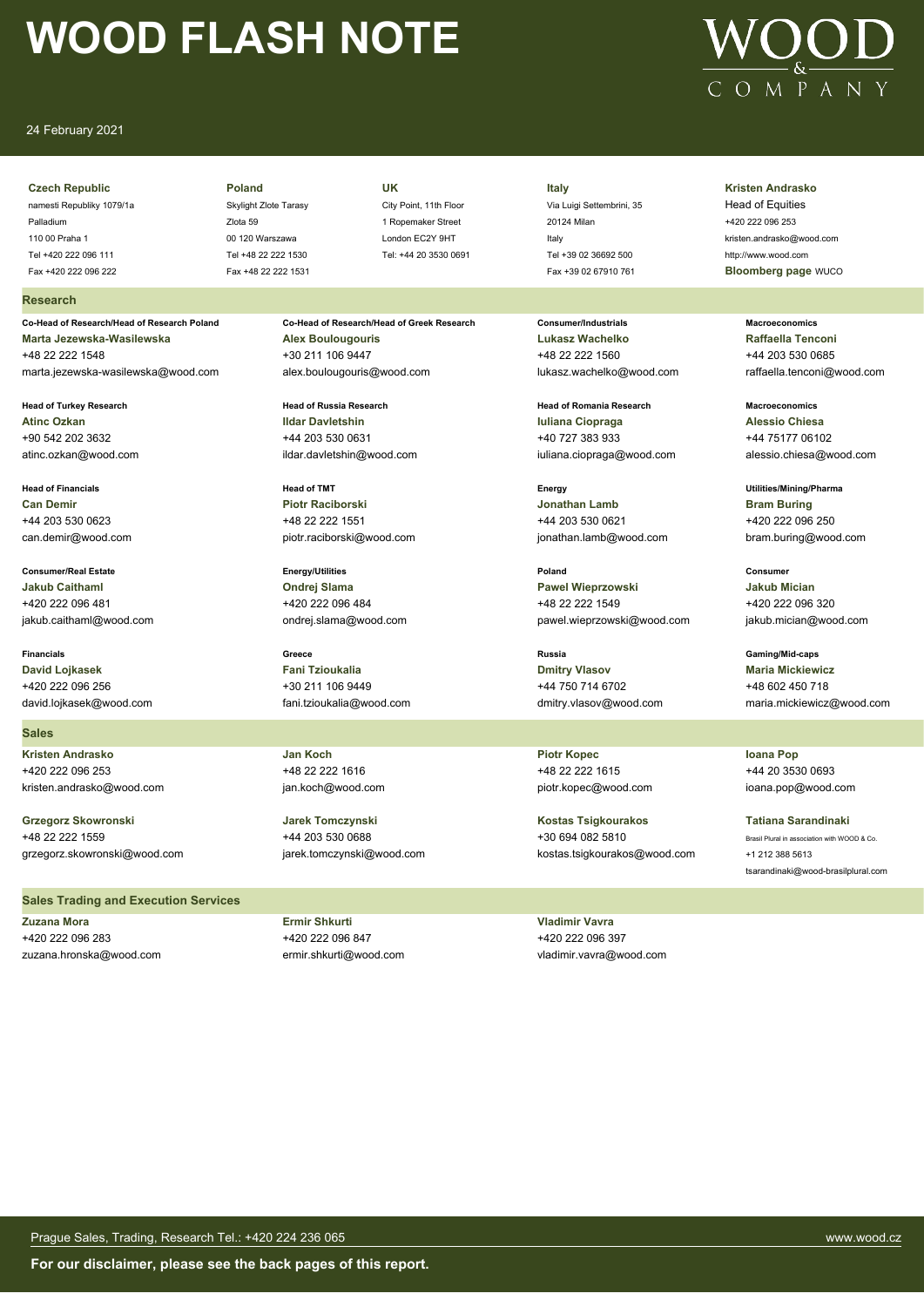# WOOD FLASH NOTE

WOOD & COMPANY

24 February 2021

**Czech Republic**
namesti Republiky 1079/1a
Palladium
110 00 Praha 1
Tel +420 222 096 111
Fax +420 222 096 222

**Poland**
Skylight Zlote Tarasy
Zlota 59
00 120 Warszawa
Tel +48 22 222 1530
Fax +48 22 222 1531

**UK**
City Point, 11th Floor
1 Ropemaker Street
London EC2Y 9HT
Tel: +44 20 3530 0691

**Italy**
Via Luigi Settembrini, 35
20124 Milan
Italy
Tel +39 02 36692 500
Fax +39 02 67910 761

**Kristen Andrasko**
Head of Equities
+420 222 096 253
kristen.andrasko@wood.com
http://www.wood.com
**Bloomberg page** WUCO

## Research

**Co-Head of Research/Head of Research Poland**
**Marta Jezewska-Wasilewska**
+48 22 222 1548
marta.jezewska-wasilewska@wood.com

**Co-Head of Research/Head of Greek Research**
**Alex Boulougouris**
+30 211 106 9447
alex.boulougouris@wood.com

**Consumer/Industrials**
**Lukasz Wachelko**
+48 22 222 1560
lukasz.wachelko@wood.com

**Macroeconomics**
**Raffaella Tenconi**
+44 203 530 0685
raffaella.tenconi@wood.com

**Head of Turkey Research**
**Atinc Ozkan**
+90 542 202 3632
atinc.ozkan@wood.com

**Head of Russia Research**
**Ildar Davletshin**
+44 203 530 0631
ildar.davletshin@wood.com

**Head of Romania Research**
**Iuliana Ciopraga**
+40 727 383 933
iuliana.ciopraga@wood.com

**Macroeconomics**
**Alessio Chiesa**
+44 75177 06102
alessio.chiesa@wood.com

**Head of Financials**
**Can Demir**
+44 203 530 0623
can.demir@wood.com

**Head of TMT**
**Piotr Raciborski**
+48 22 222 1551
piotr.raciborski@wood.com

**Energy**
**Jonathan Lamb**
+44 203 530 0621
jonathan.lamb@wood.com

**Utilities/Mining/Pharma**
**Bram Buring**
+420 222 096 250
bram.buring@wood.com

**Consumer/Real Estate**
**Jakub Caithaml**
+420 222 096 481
jakub.caithaml@wood.com

**Energy/Utilities**
**Ondrej Slama**
+420 222 096 484
ondrej.slama@wood.com

**Poland**
**Pawel Wieprzowski**
+48 22 222 1549
pawel.wieprzowski@wood.com

**Consumer**
**Jakub Mician**
+420 222 096 320
jakub.mician@wood.com

**Financials**
**David Lojkasek**
+420 222 096 256
david.lojkasek@wood.com

**Greece**
**Fani Tzioukalia**
+30 211 106 9449
fani.tzioukalia@wood.com

**Russia**
**Dmitry Vlasov**
+44 750 714 6702
dmitry.vlasov@wood.com

**Gaming/Mid-caps**
**Maria Mickiewicz**
+48 602 450 718
maria.mickiewicz@wood.com

## Sales

**Kristen Andrasko**
+420 222 096 253
kristen.andrasko@wood.com

**Jan Koch**
+48 22 222 1616
jan.koch@wood.com

**Piotr Kopec**
+48 22 222 1615
piotr.kopec@wood.com

**Ioana Pop**
+44 20 3530 0693
ioana.pop@wood.com

**Grzegorz Skowronski**
+48 22 222 1559
grzegorz.skowronski@wood.com

**Jarek Tomczynski**
+44 203 530 0688
jarek.tomczynski@wood.com

**Kostas Tsigkourakos**
+30 694 082 5810
kostas.tsigkourakos@wood.com

**Tatiana Sarandinaki**
Brasil Plural in association with WOOD & Co.
+1 212 388 5613
tsarandinaki@wood-brasilplural.com

## Sales Trading and Execution Services

**Zuzana Mora**
+420 222 096 283
zuzana.hronska@wood.com

**Ermir Shkurti**
+420 222 096 847
ermir.shkurti@wood.com

**Vladimir Vavra**
+420 222 096 397
vladimir.vavra@wood.com

Prague Sales, Trading, Research Tel.: +420 224 236 065 www.wood.cz

**For our disclaimer, please see the back pages of this report.**